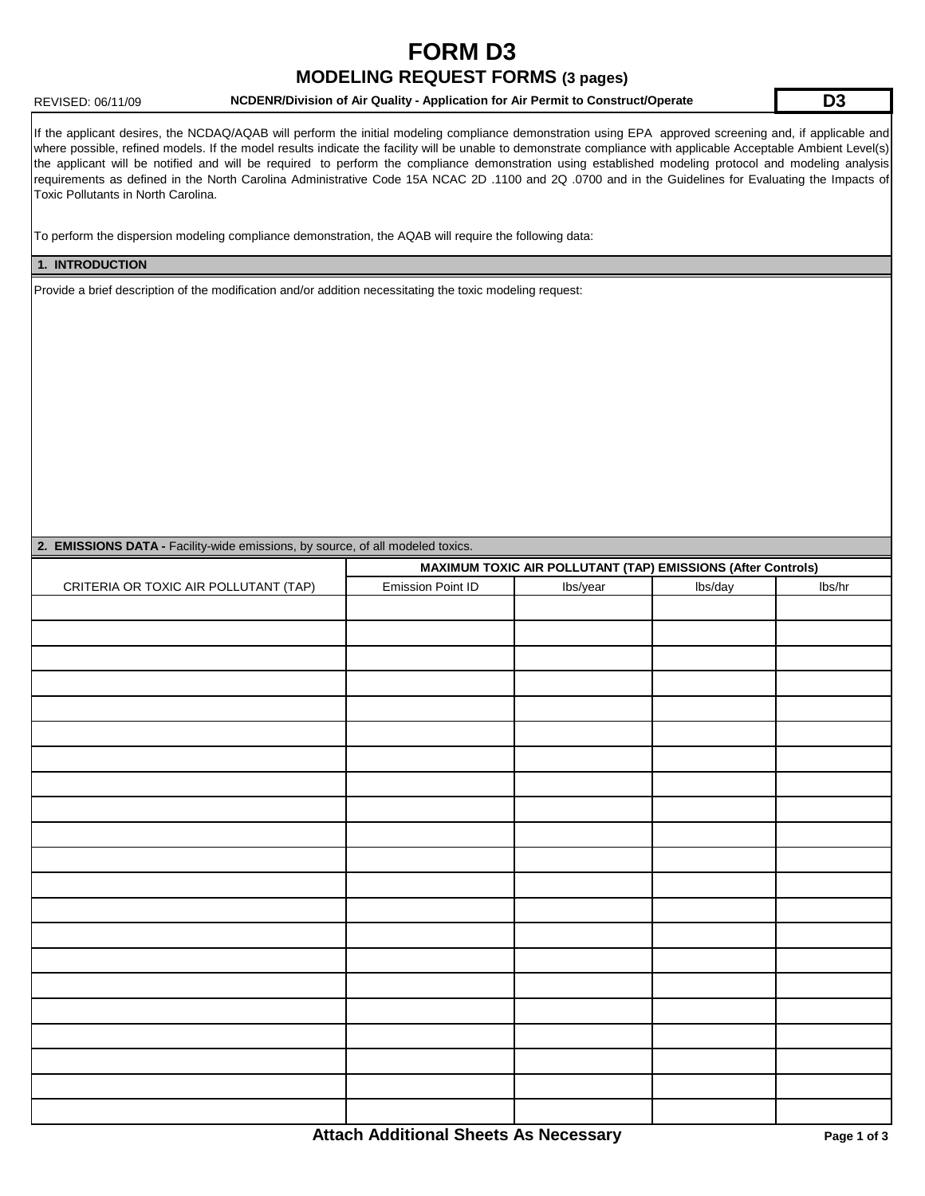# FORM D3

## MODELING REQUEST FORMS (3 pages)

REVISED: 06/11/09 **NCDENR/Division of Air Quality - Application for Air Permit to Construct/Operate** **D3**

If the applicant desires, the NCDAQ/AQAB will perform the initial modeling compliance demonstration using EPA approved screening and, if applicable and where possible, refined models. If the model results indicate the facility will be unable to demonstrate compliance with applicable Acceptable Ambient Level(s) the applicant will be notified and will be required to perform the compliance demonstration using established modeling protocol and modeling analysis requirements as defined in the North Carolina Administrative Code 15A NCAC 2D .1100 and 2Q .0700 and in the Guidelines for Evaluating the Impacts of Toxic Pollutants in North Carolina.

To perform the dispersion modeling compliance demonstration, the AQAB will require the following data:

### 1. INTRODUCTION

Provide a brief description of the modification and/or addition necessitating the toxic modeling request:

### 2. EMISSIONS DATA - Facility-wide emissions, by source, of all modeled toxics.

| | MAXIMUM TOXIC AIR POLLUTANT (TAP) EMISSIONS (After Controls) | | | |
|---|---|---|---|---|
| CRITERIA OR TOXIC AIR POLLUTANT (TAP) | Emission Point ID | lbs/year | lbs/day | lbs/hr |
| | | | | |
| | | | | |
| | | | | |
| | | | | |
| | | | | |
| | | | | |
| | | | | |
| | | | | |
| | | | | |
| | | | | |
| | | | | |
| | | | | |
| | | | | |
| | | | | |
| | | | | |
| | | | | |
| | | | | |
| | | | | |
| | | | | |
| | | | | |
| | | | | |

**Attach Additional Sheets As Necessary**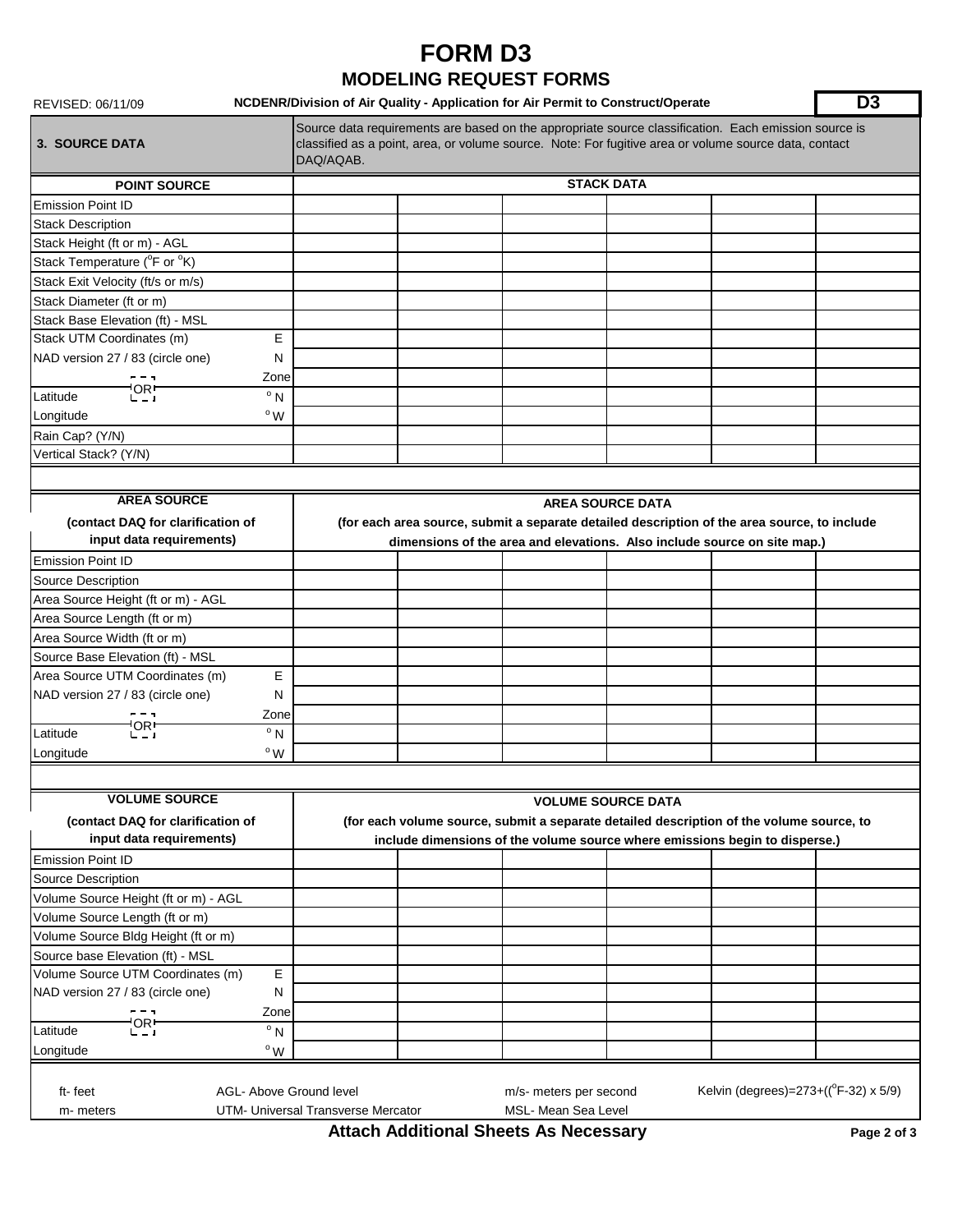# FORM D3

## MODELING REQUEST FORMS

REVISED: 06/11/09 — **NCDENR/Division of Air Quality - Application for Air Permit to Construct/Operate** — **D3**

| **3. SOURCE DATA** | Source data requirements are based on the appropriate source classification. Each emission source is classified as a point, area, or volume source. Note: For fugitive area or volume source data, contact DAQ/AQAB. |
|---|---|

| **POINT SOURCE** | | **STACK DATA** | | | | | |
|---|---|---|---|---|---|---|---|
| Emission Point ID | | | | | | | |
| Stack Description | | | | | | | |
| Stack Height (ft or m) - AGL | | | | | | | |
| Stack Temperature ($^oF$ or $^oK$) | | | | | | | |
| Stack Exit Velocity (ft/s or m/s) | | | | | | | |
| Stack Diameter (ft or m) | | | | | | | |
| Stack Base Elevation (ft) - MSL | | | | | | | |
| Stack UTM Coordinates (m) | E | | | | | | |
| NAD version 27 / 83 (circle one) | N | | | | | | |
| | Zone | | | | | | |
| OR Latitude | $^o$ N | | | | | | |
| Longitude | $^o$ W | | | | | | |
| Rain Cap? (Y/N) | | | | | | | |
| Vertical Stack? (Y/N) | | | | | | | |

| **AREA SOURCE** (contact DAQ for clarification of input data requirements) | | **AREA SOURCE DATA** (for each area source, submit a separate detailed description of the area source, to include dimensions of the area and elevations. Also include source on site map.) | | | | | |
|---|---|---|---|---|---|---|---|
| Emission Point ID | | | | | | | |
| Source Description | | | | | | | |
| Area Source Height (ft or m) - AGL | | | | | | | |
| Area Source Length (ft or m) | | | | | | | |
| Area Source Width (ft or m) | | | | | | | |
| Source Base Elevation (ft) - MSL | | | | | | | |
| Area Source UTM Coordinates (m) | E | | | | | | |
| NAD version 27 / 83 (circle one) | N | | | | | | |
| | Zone | | | | | | |
| OR Latitude | $^o$ N | | | | | | |
| Longitude | $^o$ W | | | | | | |

| **VOLUME SOURCE** (contact DAQ for clarification of input data requirements) | | **VOLUME SOURCE DATA** (for each volume source, submit a separate detailed description of the volume source, to include dimensions of the volume source where emissions begin to disperse.) | | | | | |
|---|---|---|---|---|---|---|---|
| Emission Point ID | | | | | | | |
| Source Description | | | | | | | |
| Volume Source Height (ft or m) - AGL | | | | | | | |
| Volume Source Length (ft or m) | | | | | | | |
| Volume Source Bldg Height (ft or m) | | | | | | | |
| Source base Elevation (ft) - MSL | | | | | | | |
| Volume Source UTM Coordinates (m) | E | | | | | | |
| NAD version 27 / 83 (circle one) | N | | | | | | |
| | Zone | | | | | | |
| OR Latitude | $^o$ N | | | | | | |
| Longitude | $^o$ W | | | | | | |

ft- feet — AGL- Above Ground level — m/s- meters per second — Kelvin (degrees)=273+(($^o$F-32) x 5/9)

m- meters — UTM- Universal Transverse Mercator — MSL- Mean Sea Level

**Attach Additional Sheets As Necessary**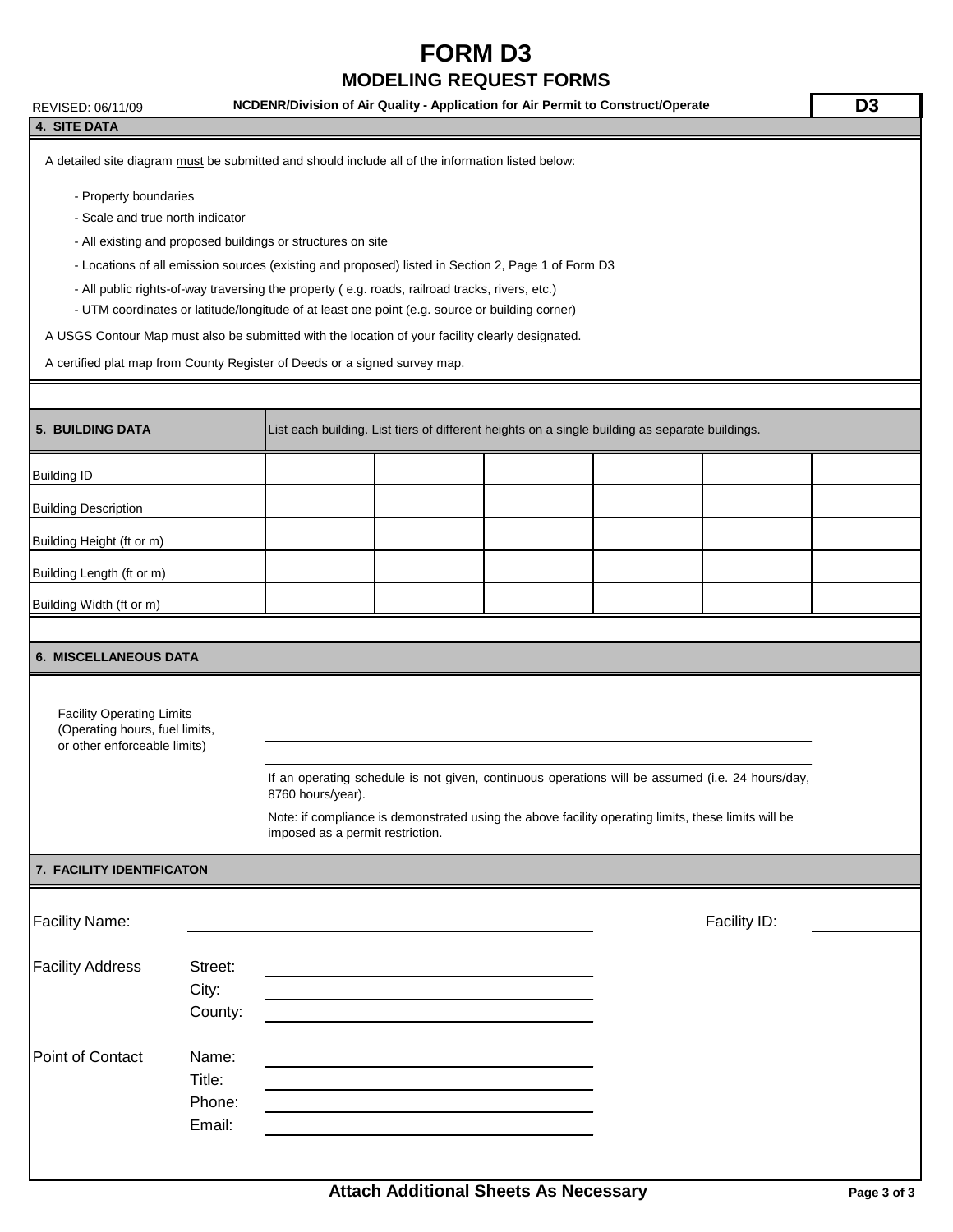# FORM D3

## MODELING REQUEST FORMS

REVISED: 06/11/09 **NCDENR/Division of Air Quality - Application for Air Permit to Construct/Operate** **D3**

### 4. SITE DATA

A detailed site diagram must be submitted and should include all of the information listed below:

- Property boundaries
- Scale and true north indicator
- All existing and proposed buildings or structures on site
- Locations of all emission sources (existing and proposed) listed in Section 2, Page 1 of Form D3
- All public rights-of-way traversing the property ( e.g. roads, railroad tracks, rivers, etc.)
- UTM coordinates or latitude/longitude of at least one point (e.g. source or building corner)

A USGS Contour Map must also be submitted with the location of your facility clearly designated.

A certified plat map from County Register of Deeds or a signed survey map.

### 5. BUILDING DATA

List each building. List tiers of different heights on a single building as separate buildings.

| | | | | | | |
|---|---|---|---|---|---|---|
| Building ID | | | | | | |
| Building Description | | | | | | |
| Building Height (ft or m) | | | | | | |
| Building Length (ft or m) | | | | | | |
| Building Width (ft or m) | | | | | | |

### 6. MISCELLANEOUS DATA

Facility Operating Limits (Operating hours, fuel limits, or other enforceable limits) ______________________

If an operating schedule is not given, continuous operations will be assumed (i.e. 24 hours/day, 8760 hours/year).

Note: if compliance is demonstrated using the above facility operating limits, these limits will be imposed as a permit restriction.

### 7. FACILITY IDENTIFICATON

Facility Name: ______________________ Facility ID: __________

Facility Address
- Street: ______________________
- City: ______________________
- County: ______________________

Point of Contact
- Name: ______________________
- Title: ______________________
- Phone: ______________________
- Email: ______________________

**Attach Additional Sheets As Necessary**